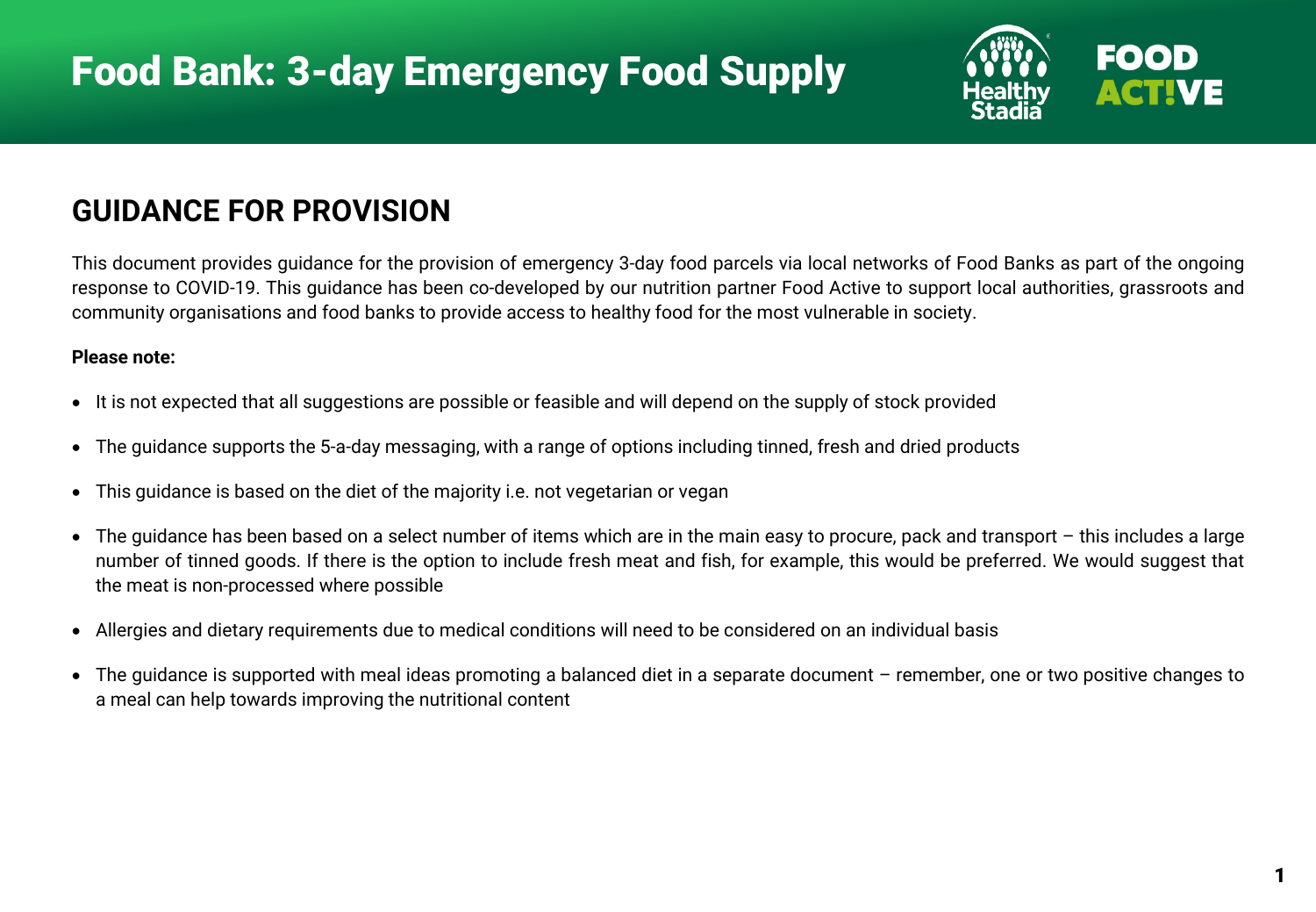# Food Bank: 3-day Emergency Food Supply

## GUIDANCE FOR PROVISION

This document provides guidance for the provision of emergency 3-day food parcels via local networks of Food Banks as part of the ongoing response to COVID-19. This guidance has been co-developed by our nutrition partner Food Active to support local authorities, grassroots and community organisations and food banks to provide access to healthy food for the most vulnerable in society.

**Please note:**

- It is not expected that all suggestions are possible or feasible and will depend on the supply of stock provided
- The guidance supports the 5-a-day messaging, with a range of options including tinned, fresh and dried products
- This guidance is based on the diet of the majority i.e. not vegetarian or vegan
- The guidance has been based on a select number of items which are in the main easy to procure, pack and transport – this includes a large number of tinned goods. If there is the option to include fresh meat and fish, for example, this would be preferred. We would suggest that the meat is non-processed where possible
- Allergies and dietary requirements due to medical conditions will need to be considered on an individual basis
- The guidance is supported with meal ideas promoting a balanced diet in a separate document – remember, one or two positive changes to a meal can help towards improving the nutritional content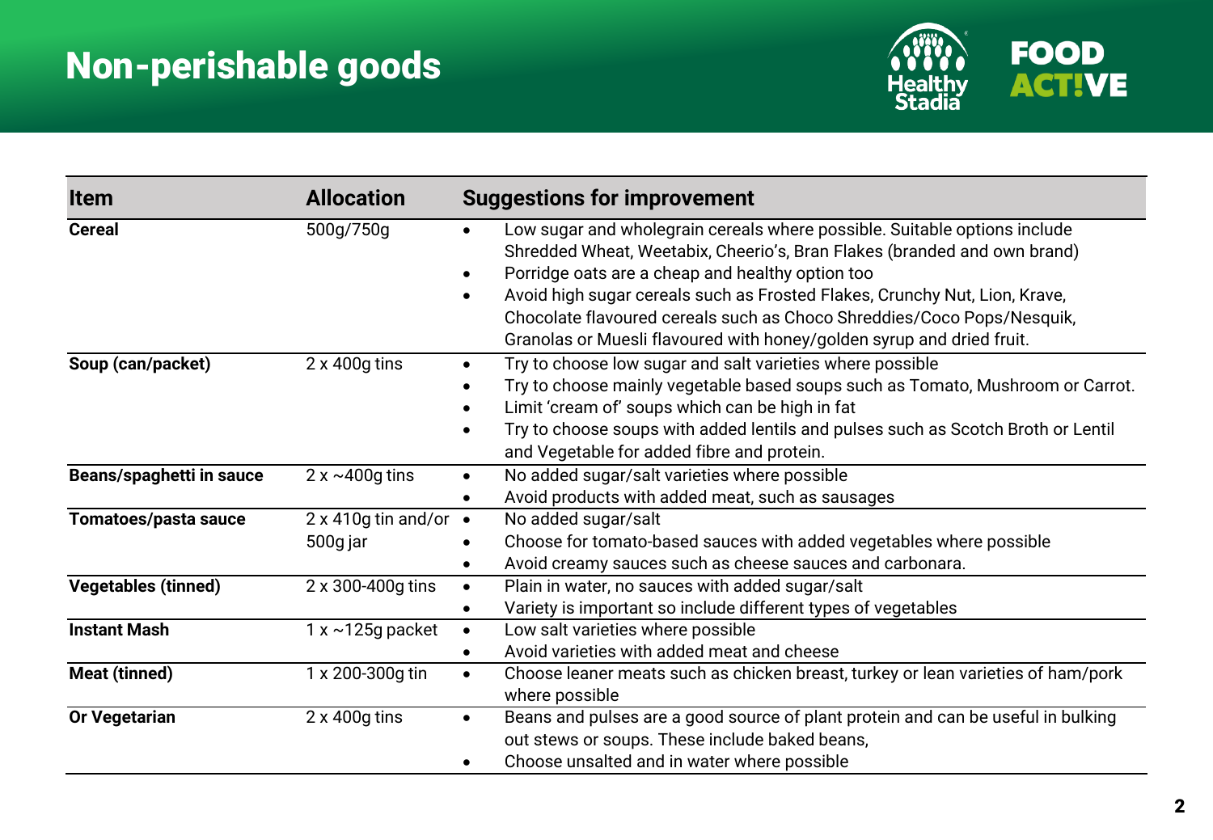# Non-perishable goods

| Item | Allocation | Suggestions for improvement |
|---|---|---|
| **Cereal** | 500g/750g | • Low sugar and wholegrain cereals where possible. Suitable options include Shredded Wheat, Weetabix, Cheerio's, Bran Flakes (branded and own brand)<br>• Porridge oats are a cheap and healthy option too<br>• Avoid high sugar cereals such as Frosted Flakes, Crunchy Nut, Lion, Krave, Chocolate flavoured cereals such as Choco Shreddies/Coco Pops/Nesquik, Granolas or Muesli flavoured with honey/golden syrup and dried fruit. |
| **Soup (can/packet)** | 2 x 400g tins | • Try to choose low sugar and salt varieties where possible<br>• Try to choose mainly vegetable based soups such as Tomato, Mushroom or Carrot.<br>• Limit 'cream of' soups which can be high in fat<br>• Try to choose soups with added lentils and pulses such as Scotch Broth or Lentil and Vegetable for added fibre and protein. |
| **Beans/spaghetti in sauce** | 2 x ~400g tins | • No added sugar/salt varieties where possible<br>• Avoid products with added meat, such as sausages |
| **Tomatoes/pasta sauce** | 2 x 410g tin and/or 500g jar | • No added sugar/salt<br>• Choose for tomato-based sauces with added vegetables where possible<br>• Avoid creamy sauces such as cheese sauces and carbonara. |
| **Vegetables (tinned)** | 2 x 300-400g tins | • Plain in water, no sauces with added sugar/salt<br>• Variety is important so include different types of vegetables |
| **Instant Mash** | 1 x ~125g packet | • Low salt varieties where possible<br>• Avoid varieties with added meat and cheese |
| **Meat (tinned)** | 1 x 200-300g tin | • Choose leaner meats such as chicken breast, turkey or lean varieties of ham/pork where possible |
| **Or Vegetarian** | 2 x 400g tins | • Beans and pulses are a good source of plant protein and can be useful in bulking out stews or soups. These include baked beans,<br>• Choose unsalted and in water where possible |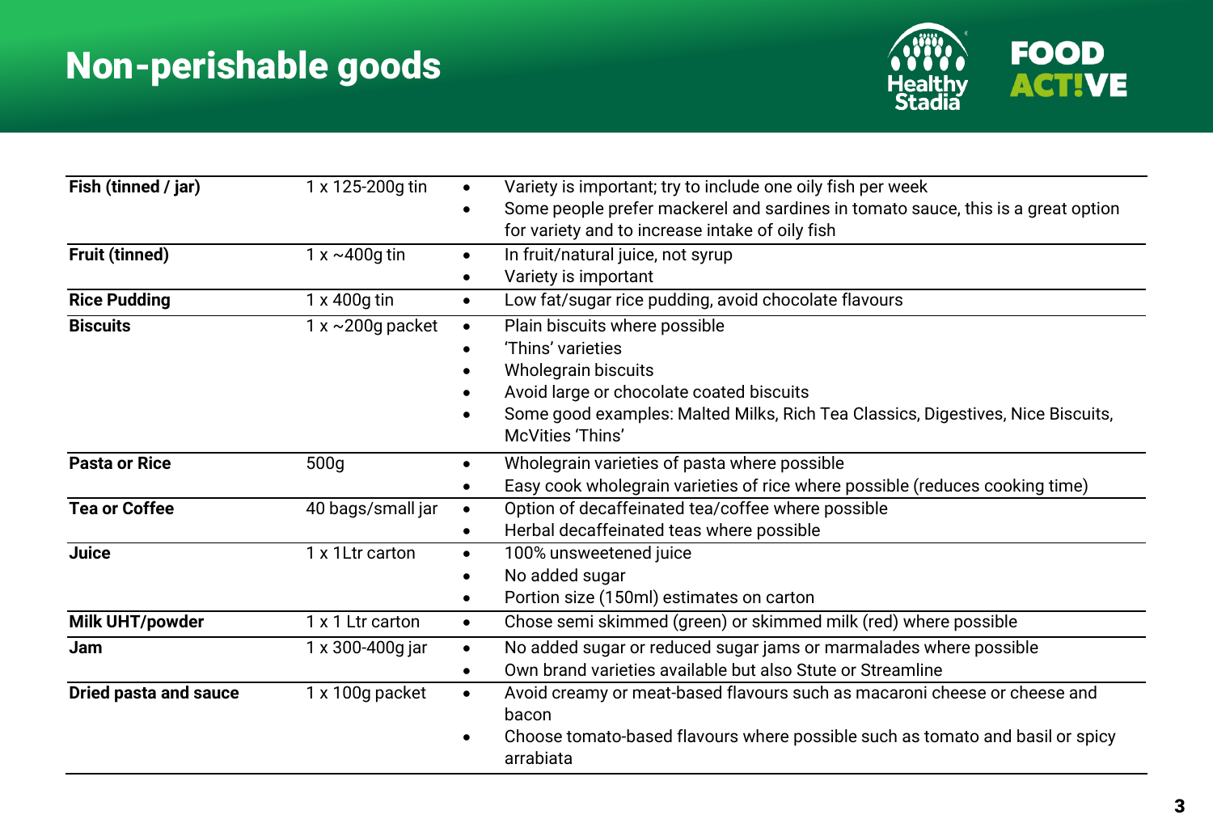# Non-perishable goods

| Item | Quantity | Guidance |
| --- | --- | --- |
| **Fish (tinned / jar)** | 1 x 125-200g tin | • Variety is important; try to include one oily fish per week<br>• Some people prefer mackerel and sardines in tomato sauce, this is a great option for variety and to increase intake of oily fish |
| **Fruit (tinned)** | 1 x ~400g tin | • In fruit/natural juice, not syrup<br>• Variety is important |
| **Rice Pudding** | 1 x 400g tin | • Low fat/sugar rice pudding, avoid chocolate flavours |
| **Biscuits** | 1 x ~200g packet | • Plain biscuits where possible<br>• 'Thins' varieties<br>• Wholegrain biscuits<br>• Avoid large or chocolate coated biscuits<br>• Some good examples: Malted Milks, Rich Tea Classics, Digestives, Nice Biscuits, McVities 'Thins' |
| **Pasta or Rice** | 500g | • Wholegrain varieties of pasta where possible<br>• Easy cook wholegrain varieties of rice where possible (reduces cooking time) |
| **Tea or Coffee** | 40 bags/small jar | • Option of decaffeinated tea/coffee where possible<br>• Herbal decaffeinated teas where possible |
| **Juice** | 1 x 1Ltr carton | • 100% unsweetened juice<br>• No added sugar<br>• Portion size (150ml) estimates on carton |
| **Milk UHT/powder** | 1 x 1 Ltr carton | • Chose semi skimmed (green) or skimmed milk (red) where possible |
| **Jam** | 1 x 300-400g jar | • No added sugar or reduced sugar jams or marmalades where possible<br>• Own brand varieties available but also Stute or Streamline |
| **Dried pasta and sauce** | 1 x 100g packet | • Avoid creamy or meat-based flavours such as macaroni cheese or cheese and bacon<br>• Choose tomato-based flavours where possible such as tomato and basil or spicy arrabiata |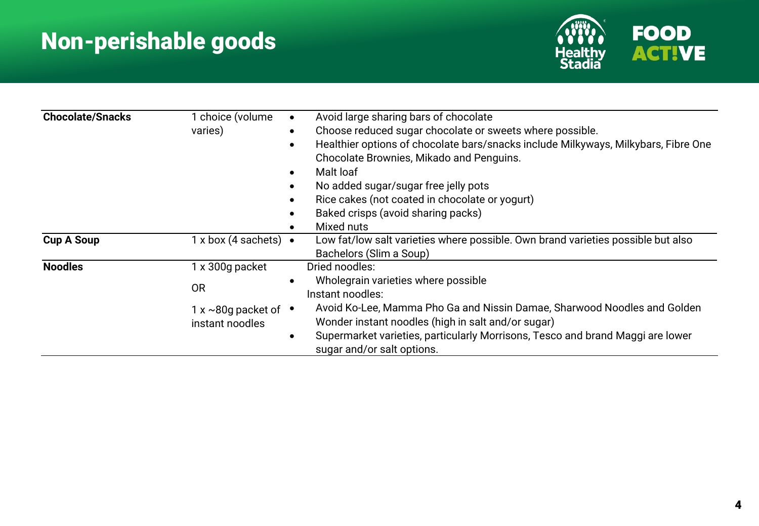# Non-perishable goods

| | | |
|---|---|---|
| **Chocolate/Snacks** | 1 choice (volume varies) | • Avoid large sharing bars of chocolate<br>• Choose reduced sugar chocolate or sweets where possible.<br>• Healthier options of chocolate bars/snacks include Milkyways, Milkybars, Fibre One Chocolate Brownies, Mikado and Penguins.<br>• Malt loaf<br>• No added sugar/sugar free jelly pots<br>• Rice cakes (not coated in chocolate or yogurt)<br>• Baked crisps (avoid sharing packs)<br>• Mixed nuts |
| **Cup A Soup** | 1 x box (4 sachets) | • Low fat/low salt varieties where possible. Own brand varieties possible but also Bachelors (Slim a Soup) |
| **Noodles** | 1 x 300g packet<br><br>OR<br><br>1 x ~80g packet of instant noodles | Dried noodles:<br>• Wholegrain varieties where possible<br>Instant noodles:<br>• Avoid Ko-Lee, Mamma Pho Ga and Nissin Damae, Sharwood Noodles and Golden Wonder instant noodles (high in salt and/or sugar)<br>• Supermarket varieties, particularly Morrisons, Tesco and brand Maggi are lower sugar and/or salt options. |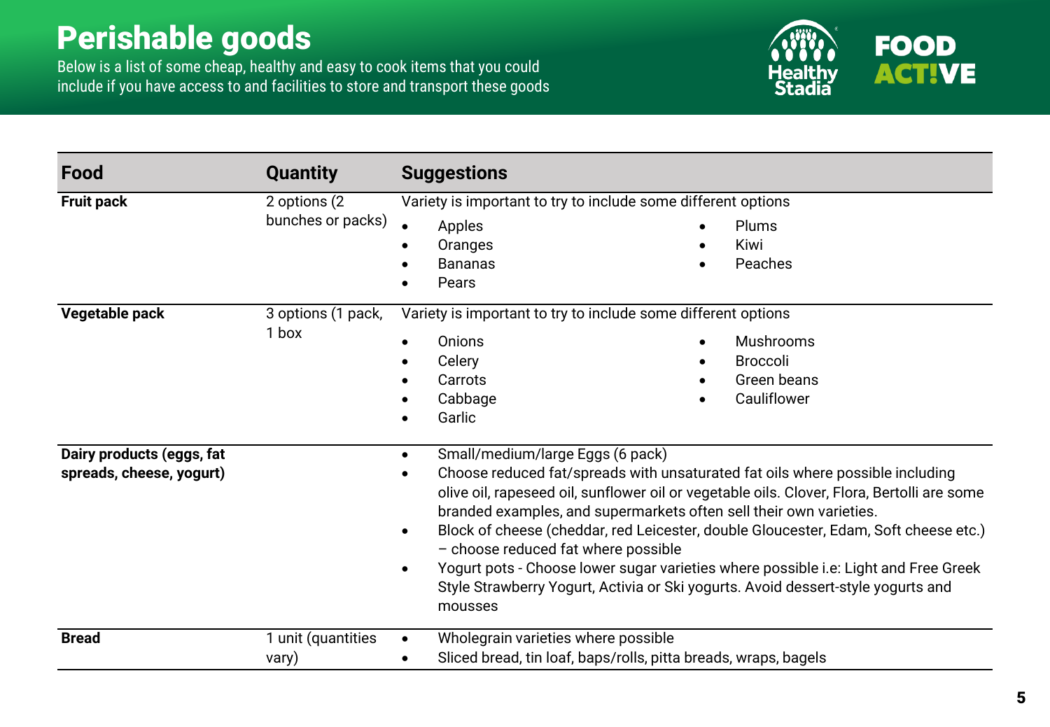# Perishable goods

Below is a list of some cheap, healthy and easy to cook items that you could include if you have access to and facilities to store and transport these goods

| Food | Quantity | Suggestions |
| --- | --- | --- |
| **Fruit pack** | 2 options (2 bunches or packs) | Variety is important to try to include some different options<br>• Apples<br>• Oranges<br>• Bananas<br>• Pears<br>• Plums<br>• Kiwi<br>• Peaches |
| **Vegetable pack** | 3 options (1 pack, 1 box | Variety is important to try to include some different options<br>• Onions<br>• Celery<br>• Carrots<br>• Cabbage<br>• Garlic<br>• Mushrooms<br>• Broccoli<br>• Green beans<br>• Cauliflower |
| **Dairy products (eggs, fat spreads, cheese, yogurt)** | | • Small/medium/large Eggs (6 pack)<br>• Choose reduced fat/spreads with unsaturated fat oils where possible including olive oil, rapeseed oil, sunflower oil or vegetable oils. Clover, Flora, Bertolli are some branded examples, and supermarkets often sell their own varieties.<br>• Block of cheese (cheddar, red Leicester, double Gloucester, Edam, Soft cheese etc.) – choose reduced fat where possible<br>• Yogurt pots - Choose lower sugar varieties where possible i.e: Light and Free Greek Style Strawberry Yogurt, Activia or Ski yogurts. Avoid dessert-style yogurts and mousses |
| **Bread** | 1 unit (quantities vary) | • Wholegrain varieties where possible<br>• Sliced bread, tin loaf, baps/rolls, pitta breads, wraps, bagels |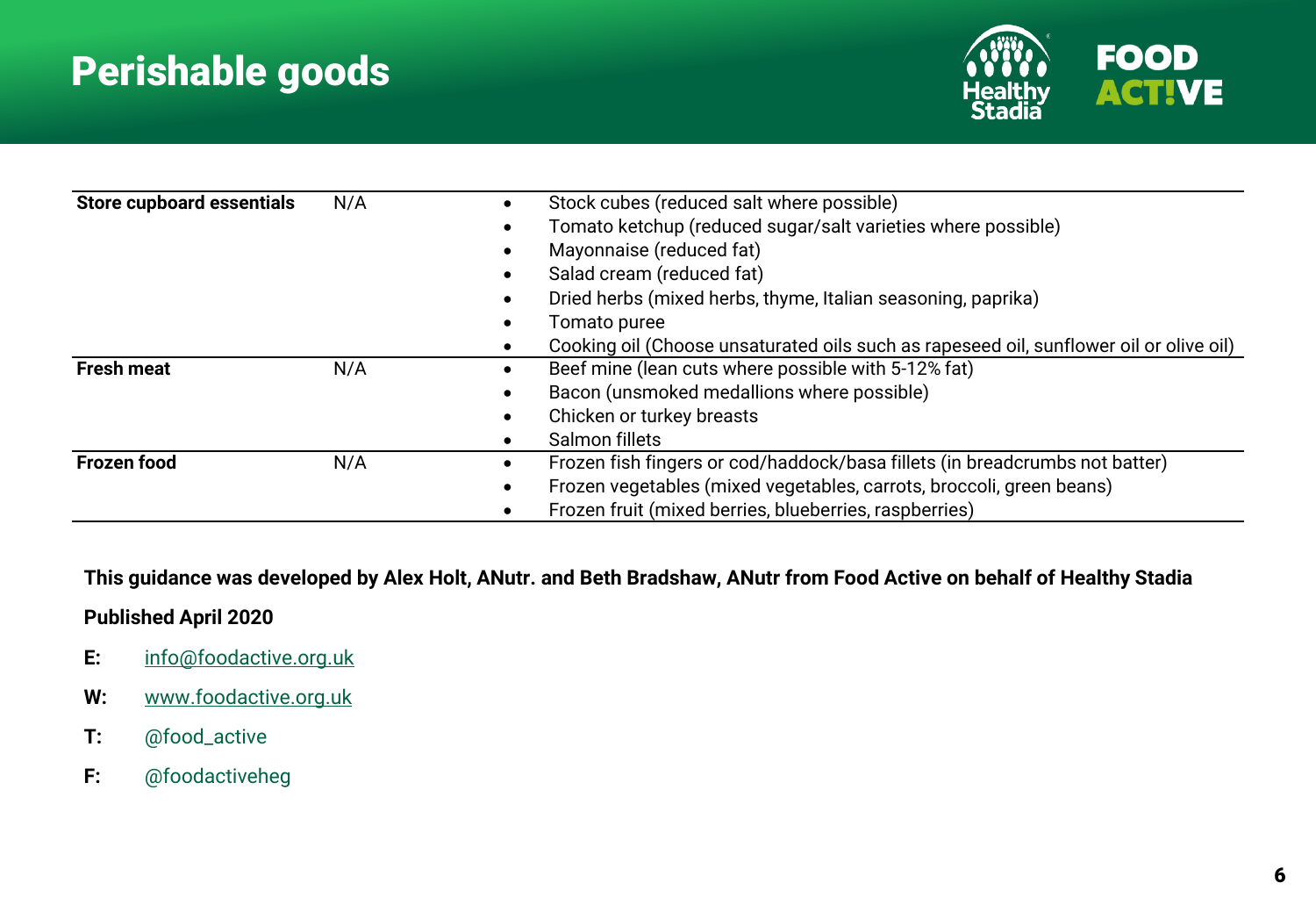# Perishable goods

| | | |
|---|---|---|
| **Store cupboard essentials** | N/A | • Stock cubes (reduced salt where possible)<br>• Tomato ketchup (reduced sugar/salt varieties where possible)<br>• Mayonnaise (reduced fat)<br>• Salad cream (reduced fat)<br>• Dried herbs (mixed herbs, thyme, Italian seasoning, paprika)<br>• Tomato puree<br>• Cooking oil (Choose unsaturated oils such as rapeseed oil, sunflower oil or olive oil) |
| **Fresh meat** | N/A | • Beef mine (lean cuts where possible with 5-12% fat)<br>• Bacon (unsmoked medallions where possible)<br>• Chicken or turkey breasts<br>• Salmon fillets |
| **Frozen food** | N/A | • Frozen fish fingers or cod/haddock/basa fillets (in breadcrumbs not batter)<br>• Frozen vegetables (mixed vegetables, carrots, broccoli, green beans)<br>• Frozen fruit (mixed berries, blueberries, raspberries) |

**This guidance was developed by Alex Holt, ANutr. and Beth Bradshaw, ANutr from Food Active on behalf of Healthy Stadia**

**Published April 2020**

**E:** info@foodactive.org.uk

**W:** www.foodactive.org.uk

**T:** @food_active

**F:** @foodactiveheg